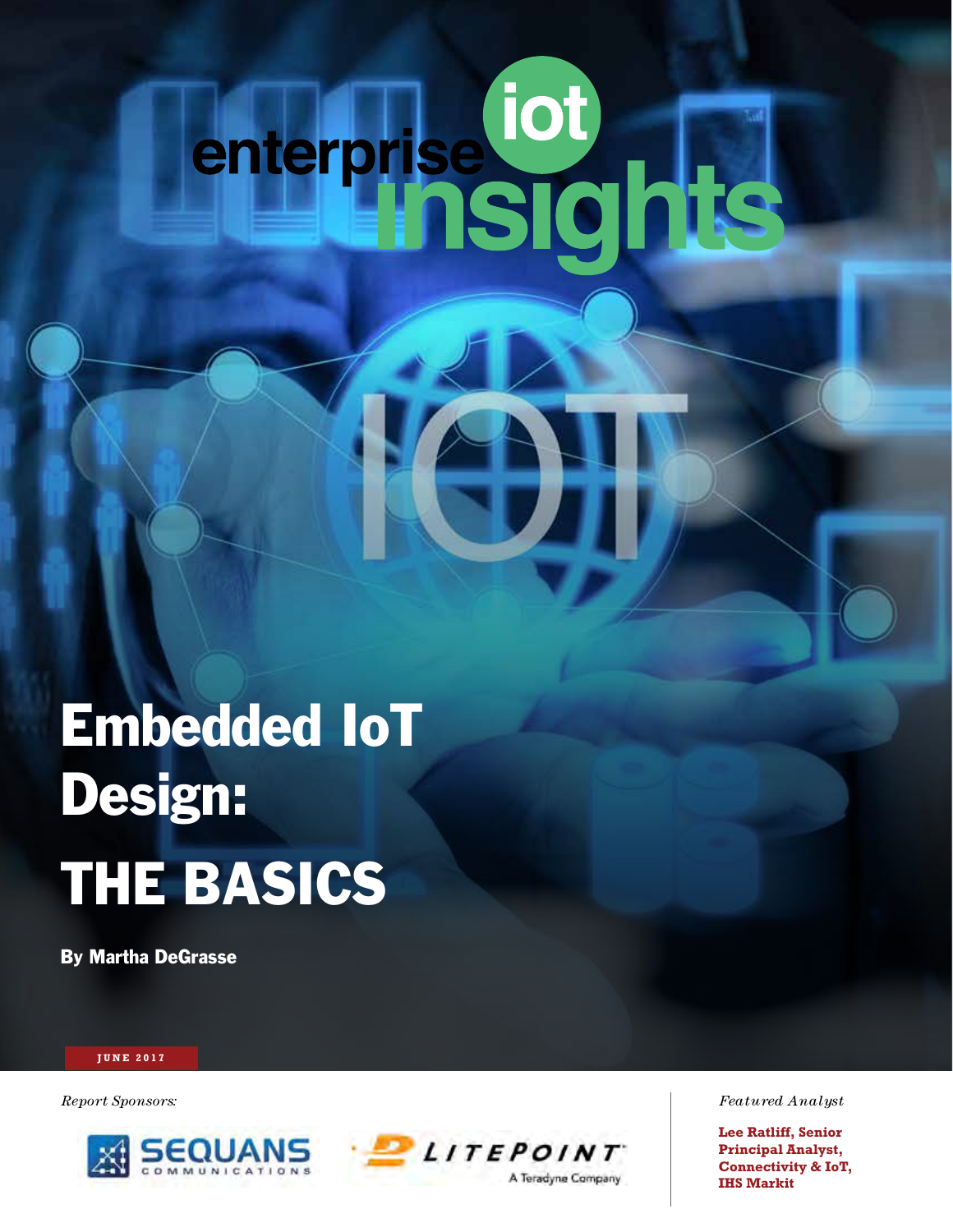enterprise **iot** insights

# Embedded IoT Design: THE BASICS

**By Martha DeGrasse**

**JUNE 2017**

*Report Sponsors:*

SEQUANS COMMUNICATIONS

LITEPOINT A Teradyne Company

*Featured Analyst*

**Lee Ratliff, Senior Principal Analyst, Connectivity & IoT, IHS Markit**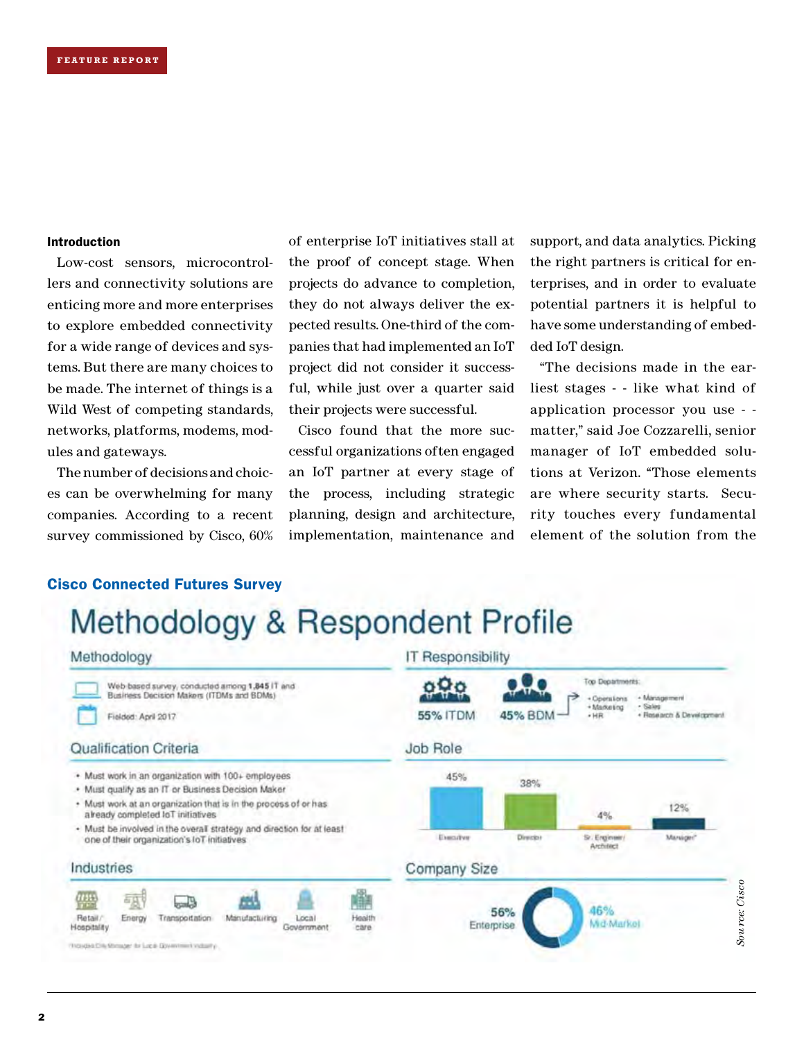FEATURE REPORT

### Introduction

Low-cost sensors, microcontrollers and connectivity solutions are enticing more and more enterprises to explore embedded connectivity for a wide range of devices and systems. But there are many choices to be made. The internet of things is a Wild West of competing standards, networks, platforms, modems, modules and gateways.

The number of decisions and choices can be overwhelming for many companies. According to a recent survey commissioned by Cisco, 60% of enterprise IoT initiatives stall at the proof of concept stage. When projects do advance to completion, they do not always deliver the expected results. One-third of the companies that had implemented an IoT project did not consider it successful, while just over a quarter said their projects were successful.

Cisco found that the more successful organizations often engaged an IoT partner at every stage of the process, including strategic planning, design and architecture, implementation, maintenance and support, and data analytics. Picking the right partners is critical for enterprises, and in order to evaluate potential partners it is helpful to have some understanding of embedded IoT design.

"The decisions made in the earliest stages - - like what kind of application processor you use - - matter," said Joe Cozzarelli, senior manager of IoT embedded solutions at Verizon. "Those elements are where security starts. Security touches every fundamental element of the solution from the

**Cisco Connected Futures Survey**

## Methodology & Respondent Profile

### Methodology

Web-based survey, conducted among **1,845** IT and Business Decision Makers (ITDMs and BDMs)

Fielded: April 2017

### Qualification Criteria

- Must work in an organization with 100+ employees
- Must qualify as an IT or Business Decision Maker
- Must work at an organization that is in the process of or has already completed IoT initiatives
- Must be involved in the overall strategy and direction for at least one of their organization's IoT initiatives

### Industries

Retail/Hospitality, Energy, Transportation, Manufacturing, Local Government, Health care

*Includes City Manager for Local Government industry

### IT Responsibility

55% ITDM | 45% BDM

Top Departments:
- Operations
- Marketing
- HR
- Management
- Sales
- Research & Development

### Job Role

| Executive | Director | Sr. Engineer/Architect | Manager* |
|---|---|---|---|
| 45% | 38% | 4% | 12% |

### Company Size

56% Enterprise | 46% Mid-Market

*Source: Cisco*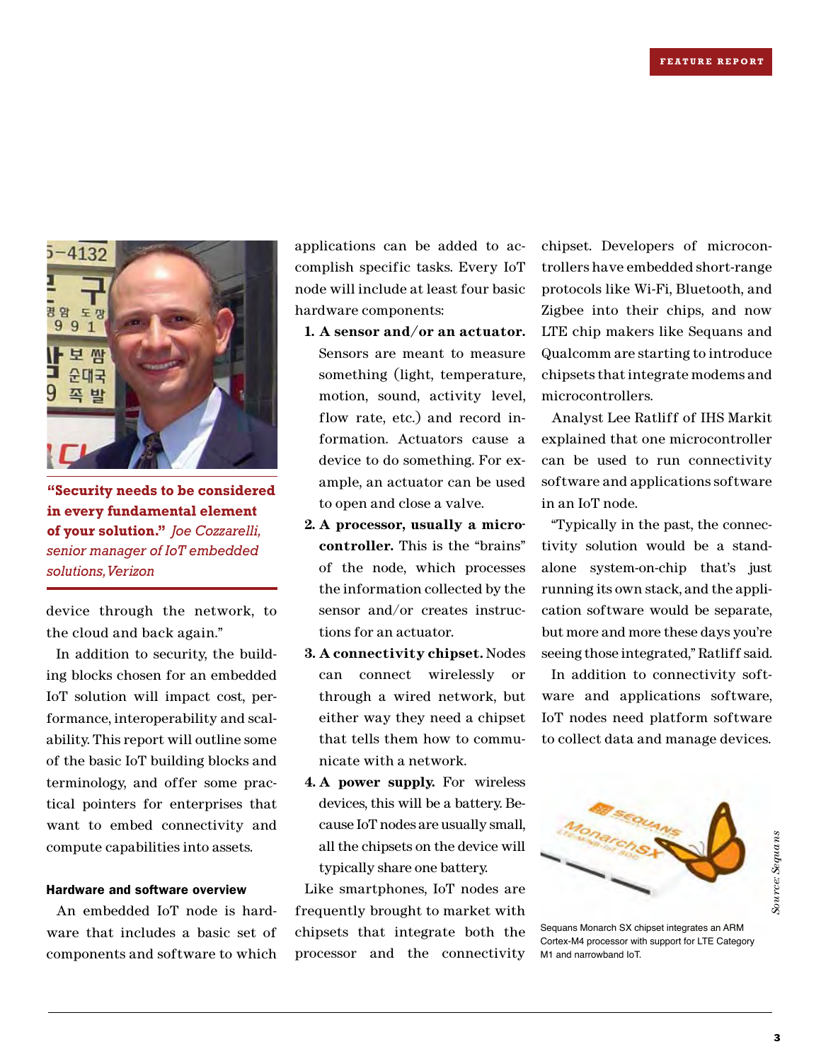**"Security needs to be considered in every fundamental element of your solution."** *Joe Cozzarelli, senior manager of IoT embedded solutions, Verizon*

device through the network, to the cloud and back again."

In addition to security, the building blocks chosen for an embedded IoT solution will impact cost, performance, interoperability and scalability. This report will outline some of the basic IoT building blocks and terminology, and offer some practical pointers for enterprises that want to embed connectivity and compute capabilities into assets.

### Hardware and software overview

An embedded IoT node is hardware that includes a basic set of components and software to which applications can be added to accomplish specific tasks. Every IoT node will include at least four basic hardware components:

1. **A sensor and/or an actuator.** Sensors are meant to measure something (light, temperature, motion, sound, activity level, flow rate, etc.) and record information. Actuators cause a device to do something. For example, an actuator can be used to open and close a valve.
2. **A processor, usually a microcontroller.** This is the "brains" of the node, which processes the information collected by the sensor and/or creates instructions for an actuator.
3. **A connectivity chipset.** Nodes can connect wirelessly or through a wired network, but either way they need a chipset that tells them how to communicate with a network.
4. **A power supply.** For wireless devices, this will be a battery. Because IoT nodes are usually small, all the chipsets on the device will typically share one battery.

Like smartphones, IoT nodes are frequently brought to market with chipsets that integrate both the processor and the connectivity chipset. Developers of microcontrollers have embedded short-range protocols like Wi-Fi, Bluetooth, and Zigbee into their chips, and now LTE chip makers like Sequans and Qualcomm are starting to introduce chipsets that integrate modems and microcontrollers.

Analyst Lee Ratliff of IHS Markit explained that one microcontroller can be used to run connectivity software and applications software in an IoT node.

"Typically in the past, the connectivity solution would be a standalone system-on-chip that's just running its own stack, and the application software would be separate, but more and more these days you're seeing those integrated," Ratliff said.

In addition to connectivity software and applications software, IoT nodes need platform software to collect data and manage devices.

Sequans Monarch SX chipset integrates an ARM Cortex-M4 processor with support for LTE Category M1 and narrowband IoT.

*Source: Sequans*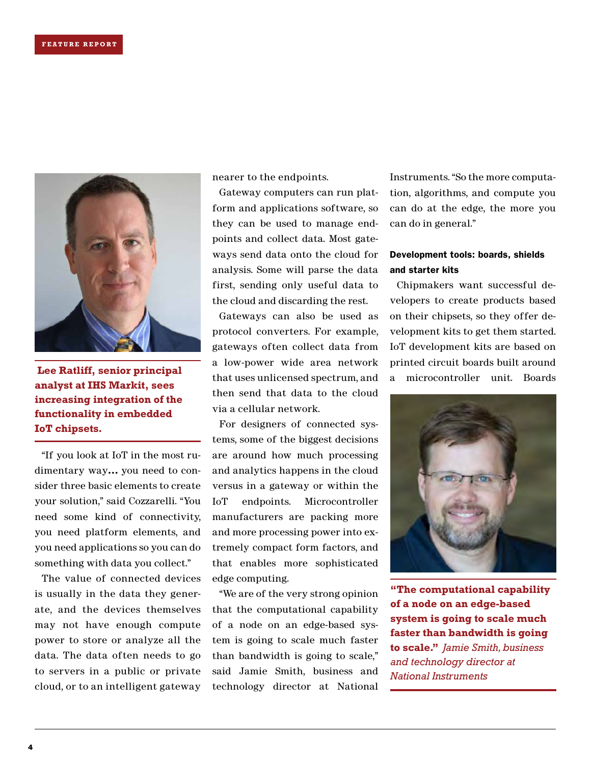**Lee Ratliff, senior principal analyst at IHS Markit, sees increasing integration of the functionality in embedded IoT chipsets.**

"If you look at IoT in the most rudimentary way… you need to consider three basic elements to create your solution," said Cozzarelli. "You need some kind of connectivity, you need platform elements, and you need applications so you can do something with data you collect."

The value of connected devices is usually in the data they generate, and the devices themselves may not have enough compute power to store or analyze all the data. The data often needs to go to servers in a public or private cloud, or to an intelligent gateway nearer to the endpoints.

Gateway computers can run platform and applications software, so they can be used to manage endpoints and collect data. Most gateways send data onto the cloud for analysis. Some will parse the data first, sending only useful data to the cloud and discarding the rest.

Gateways can also be used as protocol converters. For example, gateways often collect data from a low-power wide area network that uses unlicensed spectrum, and then send that data to the cloud via a cellular network.

For designers of connected systems, some of the biggest decisions are around how much processing and analytics happens in the cloud versus in a gateway or within the IoT endpoints. Microcontroller manufacturers are packing more and more processing power into extremely compact form factors, and that enables more sophisticated edge computing.

"We are of the very strong opinion that the computational capability of a node on an edge-based system is going to scale much faster than bandwidth is going to scale," said Jamie Smith, business and technology director at National Instruments. "So the more computation, algorithms, and compute you can do at the edge, the more you can do in general."

**"The computational capability of a node on an edge-based system is going to scale much faster than bandwidth is going to scale."** *Jamie Smith, business and technology director at National Instruments*

### Development tools: boards, shields and starter kits

Chipmakers want successful developers to create products based on their chipsets, so they offer development kits to get them started. IoT development kits are based on printed circuit boards built around a microcontroller unit. Boards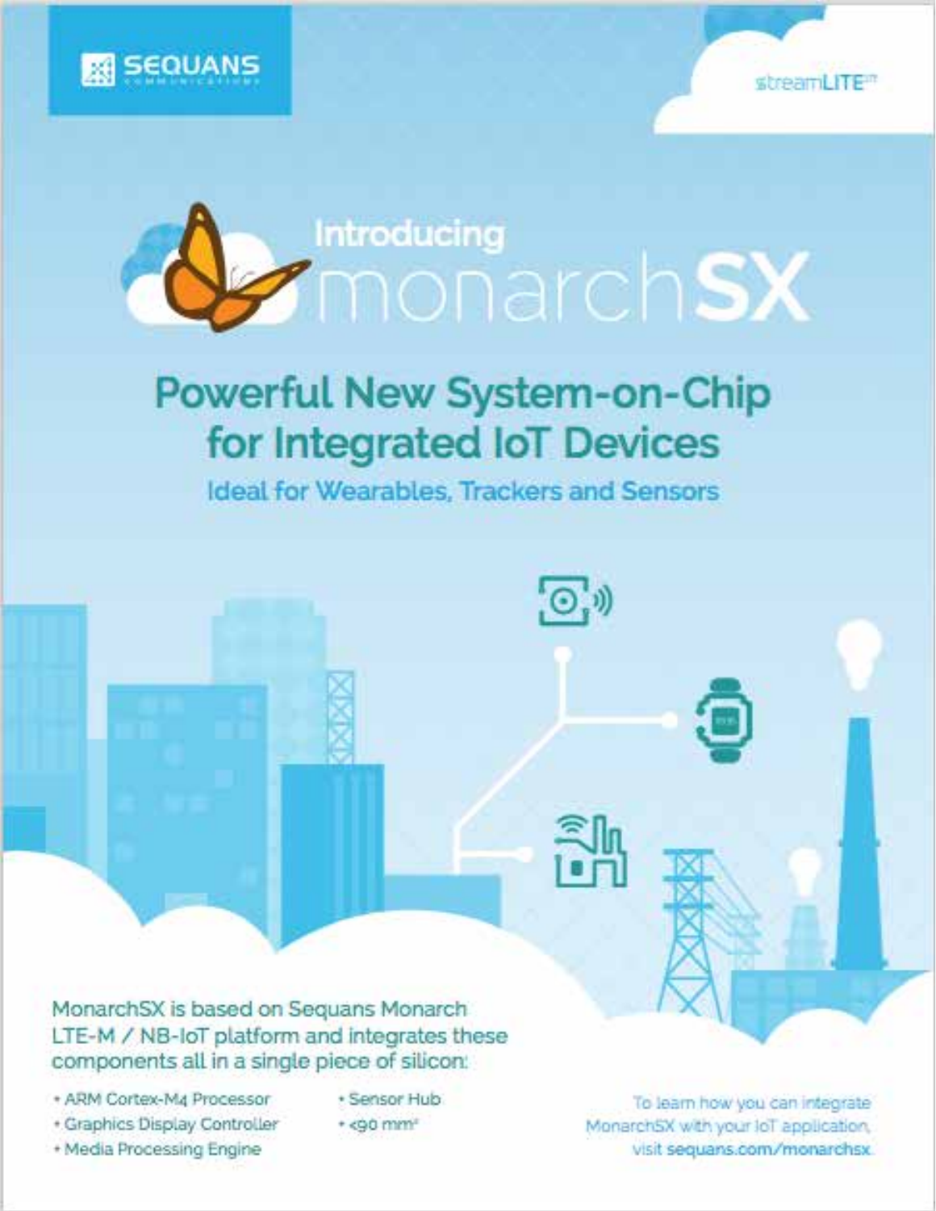SEQUANS COMMUNICATIONS

streamLITE™

# Introducing monarchSX

## Powerful New System-on-Chip for Integrated IoT Devices

### Ideal for Wearables, Trackers and Sensors

MonarchSX is based on Sequans Monarch LTE-M / NB-IoT platform and integrates these components all in a single piece of silicon:

- ARM Cortex-M4 Processor
- Graphics Display Controller
- Media Processing Engine
- Sensor Hub
- <90 $mm^2$

To learn how you can integrate MonarchSX with your IoT application, visit **sequans.com/monarchsx**.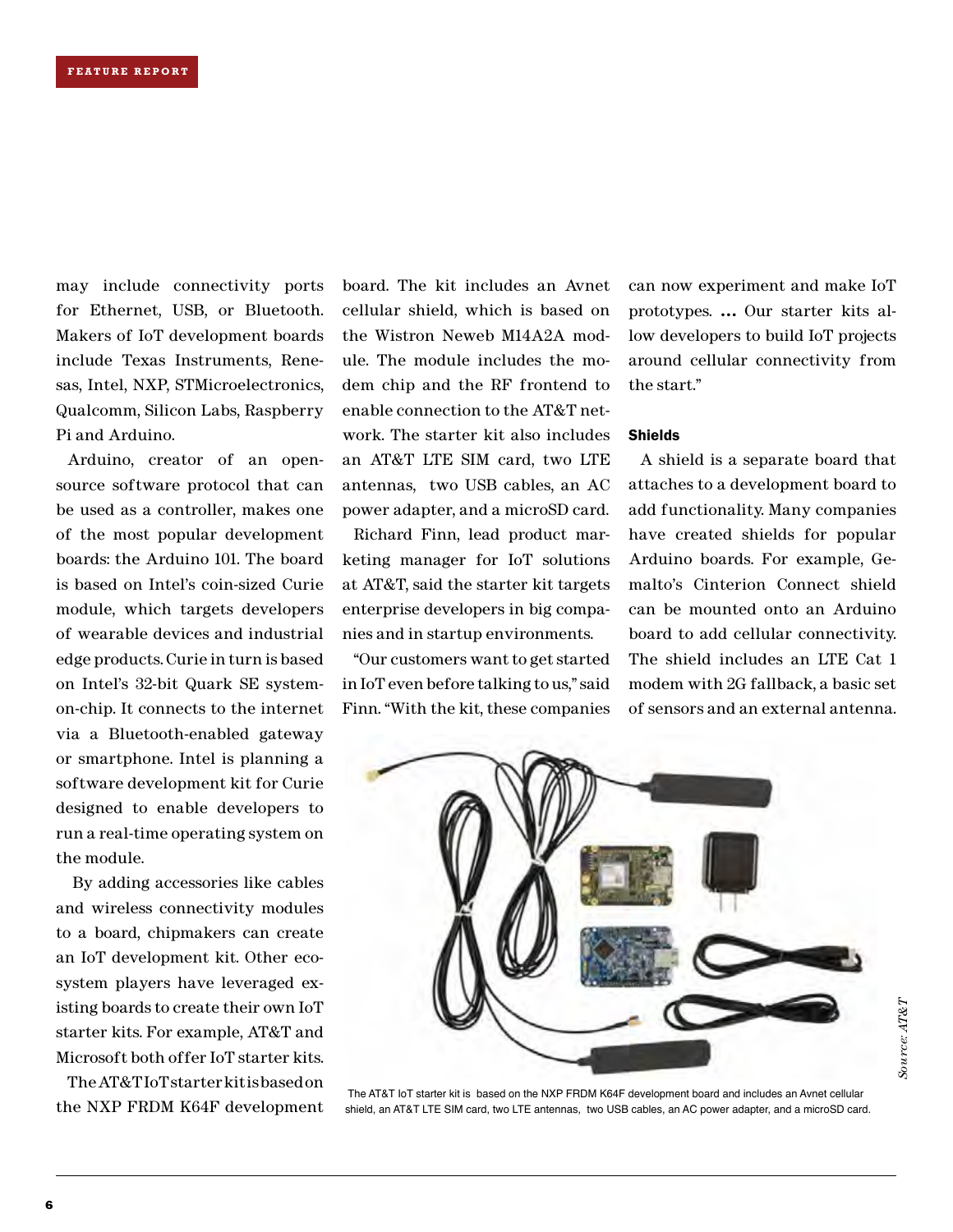may include connectivity ports for Ethernet, USB, or Bluetooth. Makers of IoT development boards include Texas Instruments, Renesas, Intel, NXP, STMicroelectronics, Qualcomm, Silicon Labs, Raspberry Pi and Arduino.

Arduino, creator of an open-source software protocol that can be used as a controller, makes one of the most popular development boards: the Arduino 101. The board is based on Intel's coin-sized Curie module, which targets developers of wearable devices and industrial edge products. Curie in turn is based on Intel's 32-bit Quark SE system-on-chip. It connects to the internet via a Bluetooth-enabled gateway or smartphone. Intel is planning a software development kit for Curie designed to enable developers to run a real-time operating system on the module.

By adding accessories like cables and wireless connectivity modules to a board, chipmakers can create an IoT development kit. Other ecosystem players have leveraged existing boards to create their own IoT starter kits. For example, AT&T and Microsoft both offer IoT starter kits.

The AT&T IoT starter kit is based on the NXP FRDM K64F development board. The kit includes an Avnet cellular shield, which is based on the Wistron Neweb M14A2A module. The module includes the modem chip and the RF frontend to enable connection to the AT&T network. The starter kit also includes an AT&T LTE SIM card, two LTE antennas, two USB cables, an AC power adapter, and a microSD card.

Richard Finn, lead product marketing manager for IoT solutions at AT&T, said the starter kit targets enterprise developers in big companies and in startup environments.

"Our customers want to get started in IoT even before talking to us," said Finn. "With the kit, these companies can now experiment and make IoT prototypes. … Our starter kits allow developers to build IoT projects around cellular connectivity from the start."

### Shields

A shield is a separate board that attaches to a development board to add functionality. Many companies have created shields for popular Arduino boards. For example, Gemalto's Cinterion Connect shield can be mounted onto an Arduino board to add cellular connectivity. The shield includes an LTE Cat 1 modem with 2G fallback, a basic set of sensors and an external antenna.

The AT&T IoT starter kit is based on the NXP FRDM K64F development board and includes an Avnet cellular shield, an AT&T LTE SIM card, two LTE antennas, two USB cables, an AC power adapter, and a microSD card.

*Source: AT&T*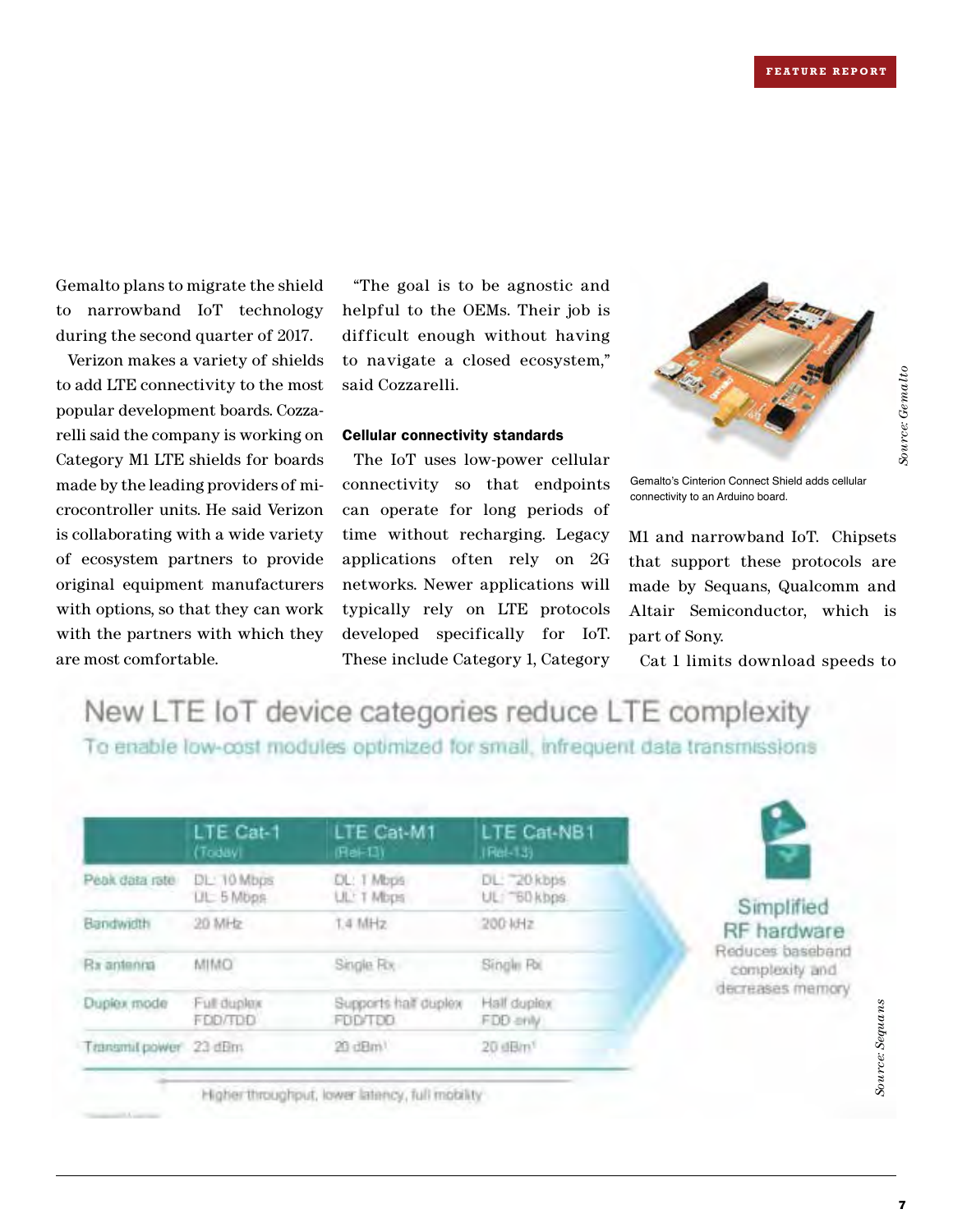Gemalto plans to migrate the shield to narrowband IoT technology during the second quarter of 2017.

Verizon makes a variety of shields to add LTE connectivity to the most popular development boards. Cozzarelli said the company is working on Category M1 LTE shields for boards made by the leading providers of microcontroller units. He said Verizon is collaborating with a wide variety of ecosystem partners to provide original equipment manufacturers with options, so that they can work with the partners with which they are most comfortable.

"The goal is to be agnostic and helpful to the OEMs. Their job is difficult enough without having to navigate a closed ecosystem," said Cozzarelli.

#### Cellular connectivity standards

The IoT uses low-power cellular connectivity so that endpoints can operate for long periods of time without recharging. Legacy applications often rely on 2G networks. Newer applications will typically rely on LTE protocols developed specifically for IoT. These include Category 1, Category M1 and narrowband IoT. Chipsets that support these protocols are made by Sequans, Qualcomm and Altair Semiconductor, which is part of Sony.

Gemalto's Cinterion Connect Shield adds cellular connectivity to an Arduino board.

*Source: Gemalto*

Cat 1 limits download speeds to

**New LTE IoT device categories reduce LTE complexity**

To enable low-cost modules optimized for small, infrequent data transmissions

| | LTE Cat-1 (Today) | LTE Cat-M1 (Rel-13) | LTE Cat-NB1 (Rel-13) |
|---|---|---|---|
| Peak data rate | DL: 10 Mbps UL: 5 Mbps | DL: 1 Mbps UL: 1 Mbps | DL: ~20 kbps UL: ~60 kbps |
| Bandwidth | 20 MHz | 1.4 MHz | 200 kHz |
| Rx antenna | MIMO | Single Rx | Single Rx |
| Duplex mode | Full duplex FDD/TDD | Supports half duplex FDD/TDD | Half duplex FDD only |
| Transmit power | 23 dBm | 20 dBm[1] | 20 dBm[1] |

Higher throughput, lower latency, full mobility

Simplified RF hardware

Reduces baseband complexity and decreases memory

*Source: Sequans*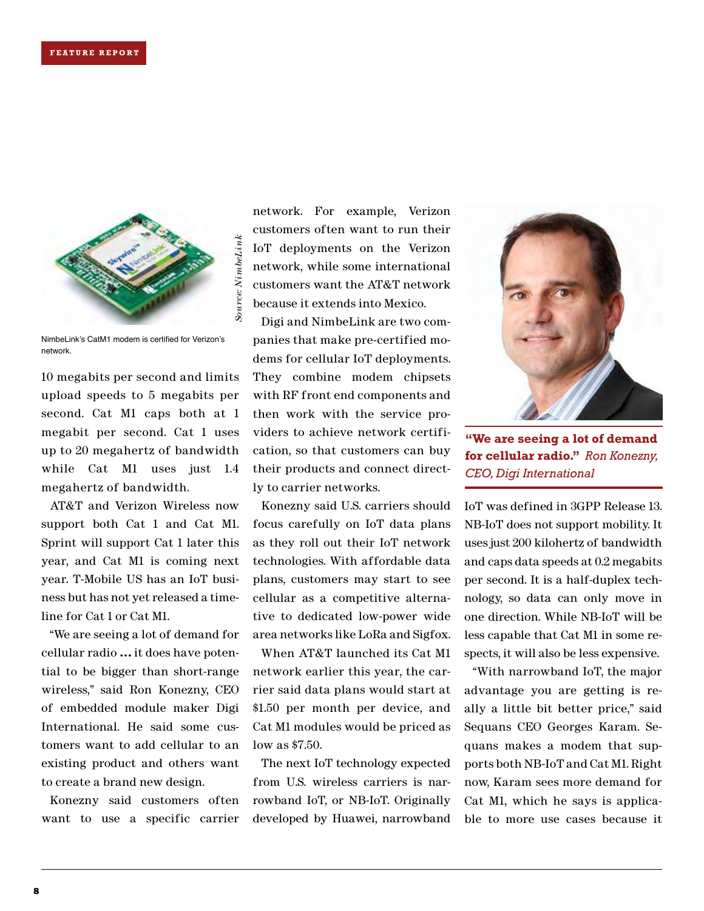FEATURE REPORT

NimbeLink's CatM1 modem is certified for Verizon's network.

Source: NimbeLink

10 megabits per second and limits upload speeds to 5 megabits per second. Cat M1 caps both at 1 megabit per second. Cat 1 uses up to 20 megahertz of bandwidth while Cat M1 uses just 1.4 megahertz of bandwidth.

AT&T and Verizon Wireless now support both Cat 1 and Cat M1. Sprint will support Cat 1 later this year, and Cat M1 is coming next year. T-Mobile US has an IoT business but has not yet released a timeline for Cat 1 or Cat M1.

"We are seeing a lot of demand for cellular radio … it does have potential to be bigger than short-range wireless," said Ron Konezny, CEO of embedded module maker Digi International. He said some customers want to add cellular to an existing product and others want to create a brand new design.

Konezny said customers often want to use a specific carrier network. For example, Verizon customers often want to run their IoT deployments on the Verizon network, while some international customers want the AT&T network because it extends into Mexico.

Digi and NimbeLink are two companies that make pre-certified modems for cellular IoT deployments. They combine modem chipsets with RF front end components and then work with the service providers to achieve network certification, so that customers can buy their products and connect directly to carrier networks.

Konezny said U.S. carriers should focus carefully on IoT data plans as they roll out their IoT network technologies. With affordable data plans, customers may start to see cellular as a competitive alternative to dedicated low-power wide area networks like LoRa and Sigfox.

When AT&T launched its Cat M1 network earlier this year, the carrier said data plans would start at $1.50 per month per device, and Cat M1 modules would be priced as low as $7.50.

The next IoT technology expected from U.S. wireless carriers is narrowband IoT, or NB-IoT. Originally developed by Huawei, narrowband IoT was defined in 3GPP Release 13. NB-IoT does not support mobility. It uses just 200 kilohertz of bandwidth and caps data speeds at 0.2 megabits per second. It is a half-duplex technology, so data can only move in one direction. While NB-IoT will be less capable that Cat M1 in some respects, it will also be less expensive.

**"We are seeing a lot of demand for cellular radio."** *Ron Konezny, CEO, Digi International*

"With narrowband IoT, the major advantage you are getting is really a little bit better price," said Sequans CEO Georges Karam. Sequans makes a modem that supports both NB-IoT and Cat M1. Right now, Karam sees more demand for Cat M1, which he says is applicable to more use cases because it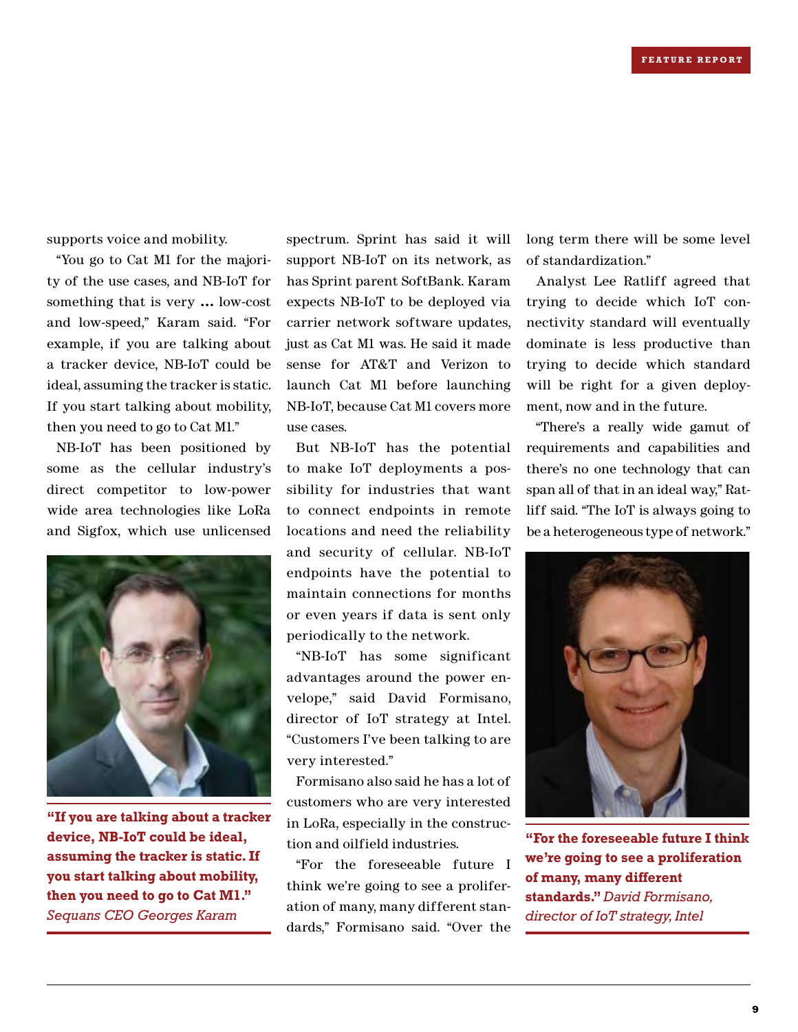supports voice and mobility.

"You go to Cat M1 for the majority of the use cases, and NB-IoT for something that is very … low-cost and low-speed," Karam said. "For example, if you are talking about a tracker device, NB-IoT could be ideal, assuming the tracker is static. If you start talking about mobility, then you need to go to Cat M1."

NB-IoT has been positioned by some as the cellular industry's direct competitor to low-power wide area technologies like LoRa and Sigfox, which use unlicensed spectrum. Sprint has said it will support NB-IoT on its network, as has Sprint parent SoftBank. Karam expects NB-IoT to be deployed via carrier network software updates, just as Cat M1 was. He said it made sense for AT&T and Verizon to launch Cat M1 before launching NB-IoT, because Cat M1 covers more use cases.

**"If you are talking about a tracker device, NB-IoT could be ideal, assuming the tracker is static. If you start talking about mobility, then you need to go to Cat M1."** *Sequans CEO Georges Karam*

But NB-IoT has the potential to make IoT deployments a possibility for industries that want to connect endpoints in remote locations and need the reliability and security of cellular. NB-IoT endpoints have the potential to maintain connections for months or even years if data is sent only periodically to the network.

"NB-IoT has some significant advantages around the power envelope," said David Formisano, director of IoT strategy at Intel. "Customers I've been talking to are very interested."

Formisano also said he has a lot of customers who are very interested in LoRa, especially in the construction and oilfield industries.

"For the foreseeable future I think we're going to see a proliferation of many, many different standards," Formisano said. "Over the long term there will be some level of standardization."

Analyst Lee Ratliff agreed that trying to decide which IoT connectivity standard will eventually dominate is less productive than trying to decide which standard will be right for a given deployment, now and in the future.

"There's a really wide gamut of requirements and capabilities and there's no one technology that can span all of that in an ideal way," Ratliff said. "The IoT is always going to be a heterogeneous type of network."

**"For the foreseeable future I think we're going to see a proliferation of many, many different standards."** *David Formisano, director of IoT strategy, Intel*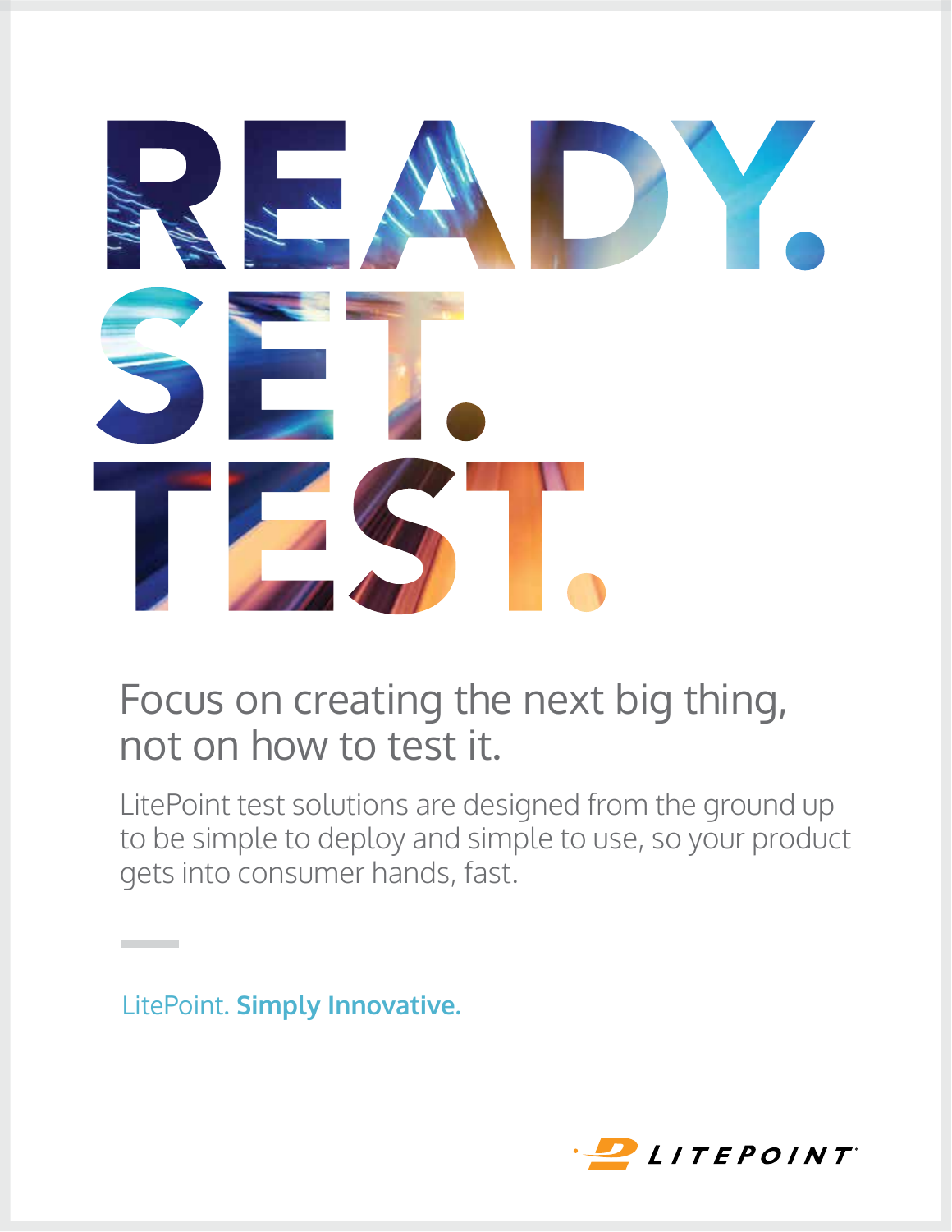# READY. SET. TEST.

## Focus on creating the next big thing, not on how to test it.

LitePoint test solutions are designed from the ground up to be simple to deploy and simple to use, so your product gets into consumer hands, fast.

LitePoint. **Simply Innovative.**

LITEPOINT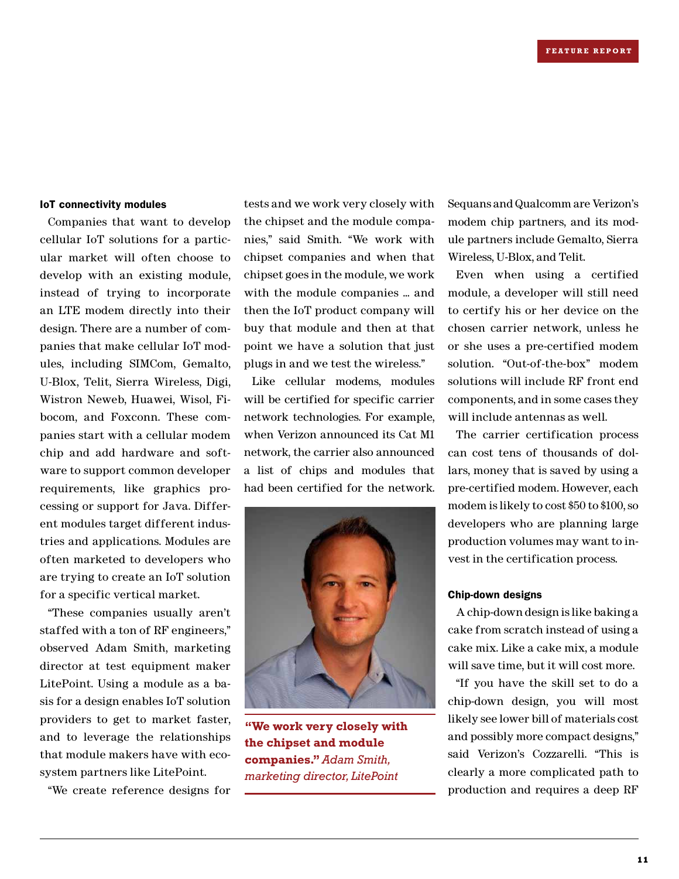### IoT connectivity modules

Companies that want to develop cellular IoT solutions for a particular market will often choose to develop with an existing module, instead of trying to incorporate an LTE modem directly into their design. There are a number of companies that make cellular IoT modules, including SIMCom, Gemalto, U-Blox, Telit, Sierra Wireless, Digi, Wistron Neweb, Huawei, Wisol, Fibocom, and Foxconn. These companies start with a cellular modem chip and add hardware and software to support common developer requirements, like graphics processing or support for Java. Different modules target different industries and applications. Modules are often marketed to developers who are trying to create an IoT solution for a specific vertical market.

"These companies usually aren't staffed with a ton of RF engineers," observed Adam Smith, marketing director at test equipment maker LitePoint. Using a module as a basis for a design enables IoT solution providers to get to market faster, and to leverage the relationships that module makers have with ecosystem partners like LitePoint.

"We create reference designs for tests and we work very closely with the chipset and the module companies," said Smith. "We work with chipset companies and when that chipset goes in the module, we work with the module companies ... and then the IoT product company will buy that module and then at that point we have a solution that just plugs in and we test the wireless."

Like cellular modems, modules will be certified for specific carrier network technologies. For example, when Verizon announced its Cat M1 network, the carrier also announced a list of chips and modules that had been certified for the network.

**"We work very closely with the chipset and module companies."** *Adam Smith, marketing director, LitePoint*

Sequans and Qualcomm are Verizon's modem chip partners, and its module partners include Gemalto, Sierra Wireless, U-Blox, and Telit.

Even when using a certified module, a developer will still need to certify his or her device on the chosen carrier network, unless he or she uses a pre-certified modem solution. "Out-of-the-box" modem solutions will include RF front end components, and in some cases they will include antennas as well.

The carrier certification process can cost tens of thousands of dollars, money that is saved by using a pre-certified modem. However, each modem is likely to cost $50 to $100, so developers who are planning large production volumes may want to invest in the certification process.

### Chip-down designs

A chip-down design is like baking a cake from scratch instead of using a cake mix. Like a cake mix, a module will save time, but it will cost more.

"If you have the skill set to do a chip-down design, you will most likely see lower bill of materials cost and possibly more compact designs," said Verizon's Cozzarelli. "This is clearly a more complicated path to production and requires a deep RF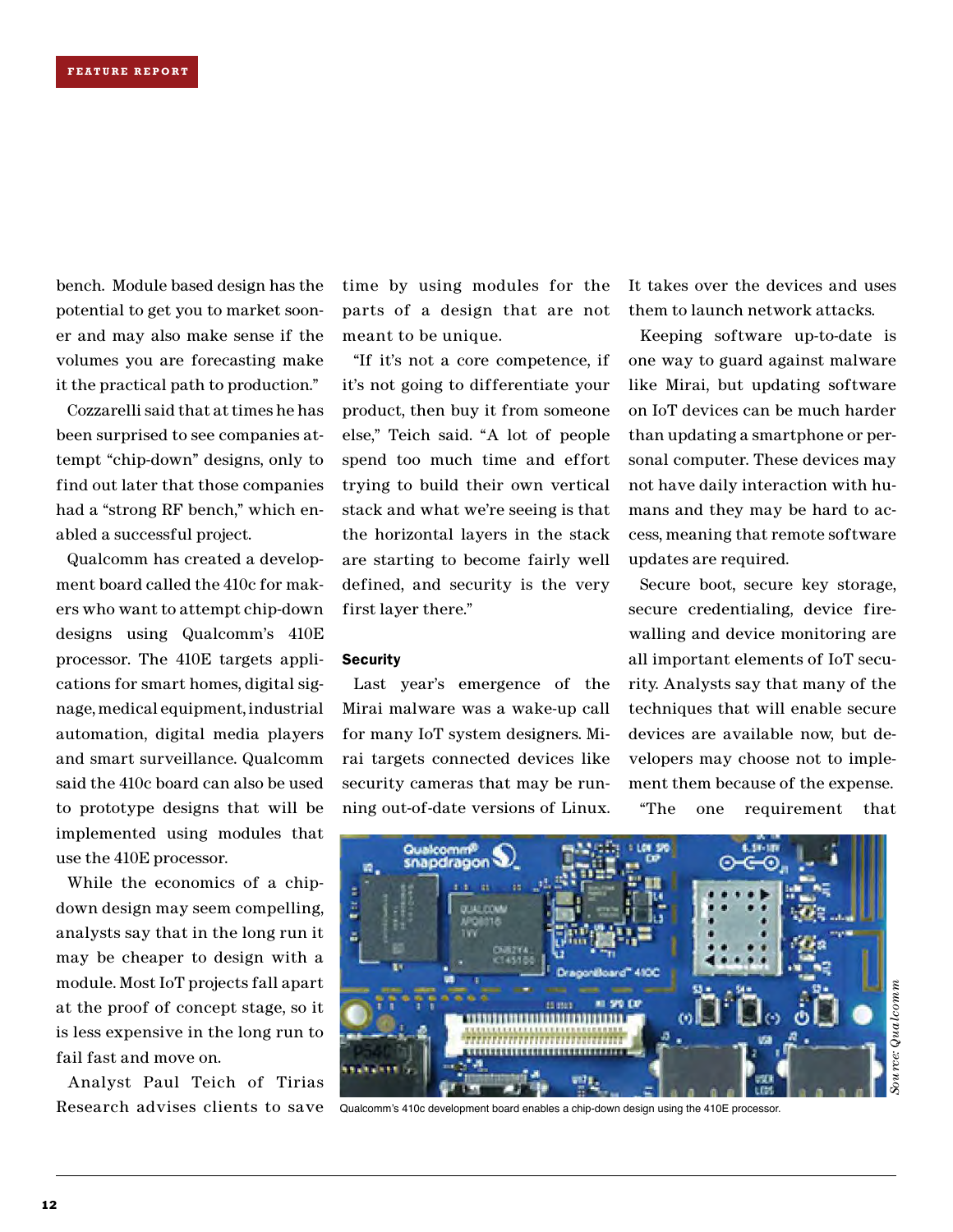bench. Module based design has the potential to get you to market sooner and may also make sense if the volumes you are forecasting make it the practical path to production."

Cozzarelli said that at times he has been surprised to see companies attempt "chip-down" designs, only to find out later that those companies had a "strong RF bench," which enabled a successful project.

Qualcomm has created a development board called the 410c for makers who want to attempt chip-down designs using Qualcomm's 410E processor. The 410E targets applications for smart homes, digital signage, medical equipment, industrial automation, digital media players and smart surveillance. Qualcomm said the 410c board can also be used to prototype designs that will be implemented using modules that use the 410E processor.

While the economics of a chip-down design may seem compelling, analysts say that in the long run it may be cheaper to design with a module. Most IoT projects fall apart at the proof of concept stage, so it is less expensive in the long run to fail fast and move on.

Analyst Paul Teich of Tirias Research advises clients to save time by using modules for the parts of a design that are not meant to be unique.

"If it's not a core competence, if it's not going to differentiate your product, then buy it from someone else," Teich said. "A lot of people spend too much time and effort trying to build their own vertical stack and what we're seeing is that the horizontal layers in the stack are starting to become fairly well defined, and security is the very first layer there."

## Security

Last year's emergence of the Mirai malware was a wake-up call for many IoT system designers. Mirai targets connected devices like security cameras that may be running out-of-date versions of Linux. It takes over the devices and uses them to launch network attacks.

Keeping software up-to-date is one way to guard against malware like Mirai, but updating software on IoT devices can be much harder than updating a smartphone or personal computer. These devices may not have daily interaction with humans and they may be hard to access, meaning that remote software updates are required.

Secure boot, secure key storage, secure credentialing, device firewalling and device monitoring are all important elements of IoT security. Analysts say that many of the techniques that will enable secure devices are available now, but developers may choose not to implement them because of the expense.

"The one requirement that

Qualcomm's 410c development board enables a chip-down design using the 410E processor.

*Source: Qualcomm*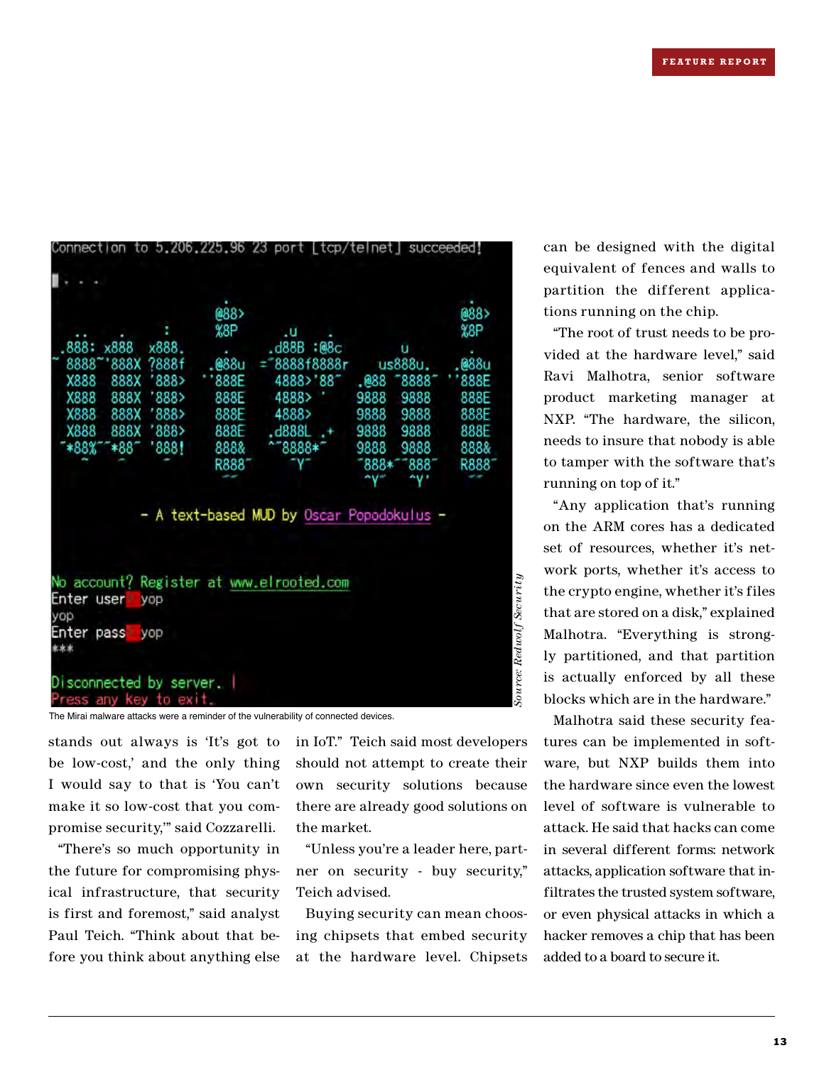The Mirai malware attacks were a reminder of the vulnerability of connected devices.

stands out always is 'It's got to be low-cost,' and the only thing I would say to that is 'You can't make it so low-cost that you compromise security,'" said Cozzarelli.

"There's so much opportunity in the future for compromising physical infrastructure, that security is first and foremost," said analyst Paul Teich. "Think about that before you think about anything else in IoT." Teich said most developers should not attempt to create their own security solutions because there are already good solutions on the market.

"Unless you're a leader here, partner on security - buy security," Teich advised.

Buying security can mean choosing chipsets that embed security at the hardware level. Chipsets can be designed with the digital equivalent of fences and walls to partition the different applications running on the chip.

"The root of trust needs to be provided at the hardware level," said Ravi Malhotra, senior software product marketing manager at NXP. "The hardware, the silicon, needs to insure that nobody is able to tamper with the software that's running on top of it."

"Any application that's running on the ARM cores has a dedicated set of resources, whether it's network ports, whether it's access to the crypto engine, whether it's files that are stored on a disk," explained Malhotra. "Everything is strongly partitioned, and that partition is actually enforced by all these blocks which are in the hardware."

Malhotra said these security features can be implemented in software, but NXP builds them into the hardware since even the lowest level of software is vulnerable to attack. He said that hacks can come in several different forms: network attacks, application software that infiltrates the trusted system software, or even physical attacks in which a hacker removes a chip that has been added to a board to secure it.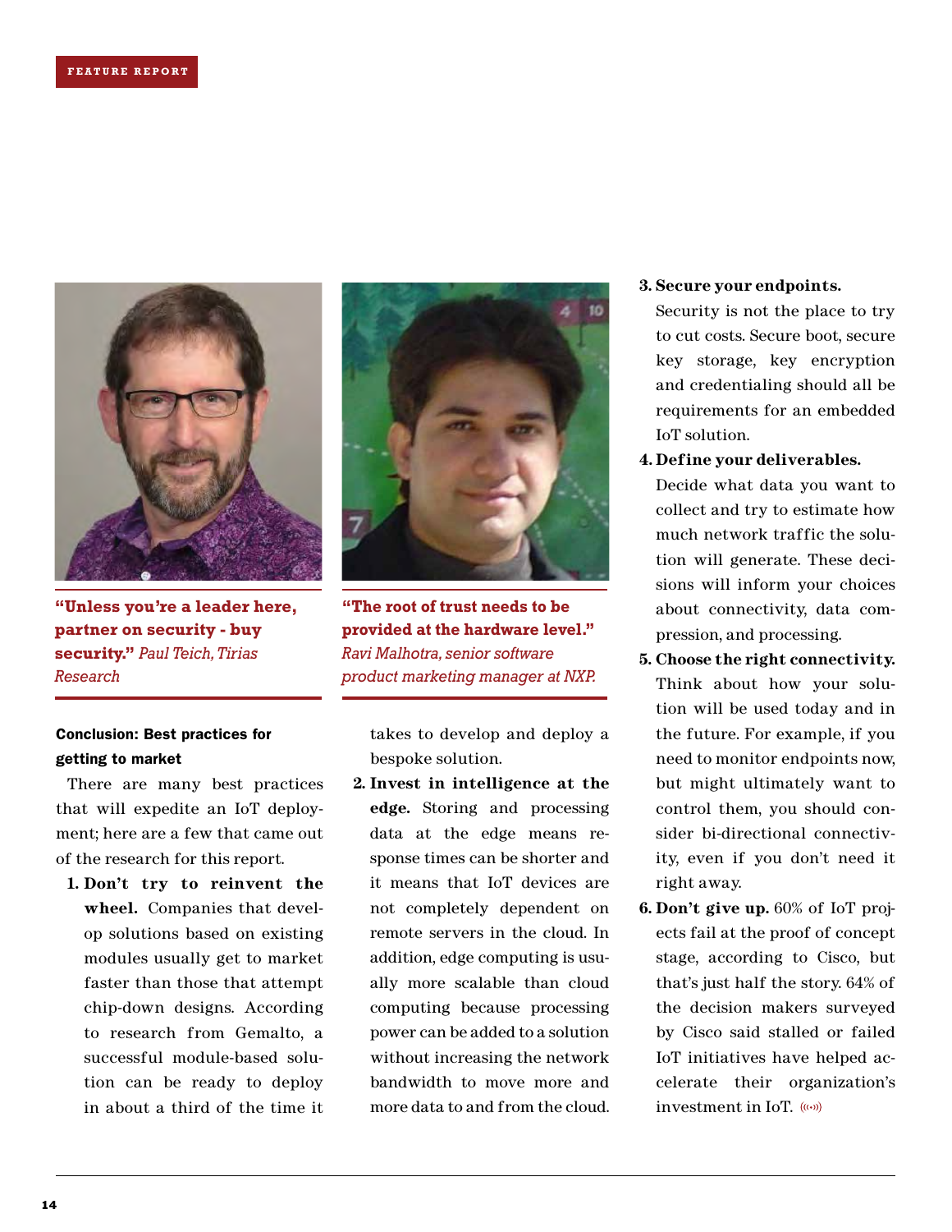**"Unless you're a leader here, partner on security - buy security."** *Paul Teich, Tirias Research*

**"The root of trust needs to be provided at the hardware level."** *Ravi Malhotra, senior software product marketing manager at NXP.*

### Conclusion: Best practices for getting to market

There are many best practices that will expedite an IoT deployment; here are a few that came out of the research for this report.

1. **Don't try to reinvent the wheel.** Companies that develop solutions based on existing modules usually get to market faster than those that attempt chip-down designs. According to research from Gemalto, a successful module-based solution can be ready to deploy in about a third of the time it takes to develop and deploy a bespoke solution.
2. **Invest in intelligence at the edge.** Storing and processing data at the edge means response times can be shorter and it means that IoT devices are not completely dependent on remote servers in the cloud. In addition, edge computing is usually more scalable than cloud computing because processing power can be added to a solution without increasing the network bandwidth to move more and more data to and from the cloud.
3. **Secure your endpoints.** Security is not the place to try to cut costs. Secure boot, secure key storage, key encryption and credentialing should all be requirements for an embedded IoT solution.
4. **Define your deliverables.** Decide what data you want to collect and try to estimate how much network traffic the solution will generate. These decisions will inform your choices about connectivity, data compression, and processing.
5. **Choose the right connectivity.** Think about how your solution will be used today and in the future. For example, if you need to monitor endpoints now, but might ultimately want to control them, you should consider bi-directional connectivity, even if you don't need it right away.
6. **Don't give up.** 60% of IoT projects fail at the proof of concept stage, according to Cisco, but that's just half the story. 64% of the decision makers surveyed by Cisco said stalled or failed IoT initiatives have helped accelerate their organization's investment in IoT.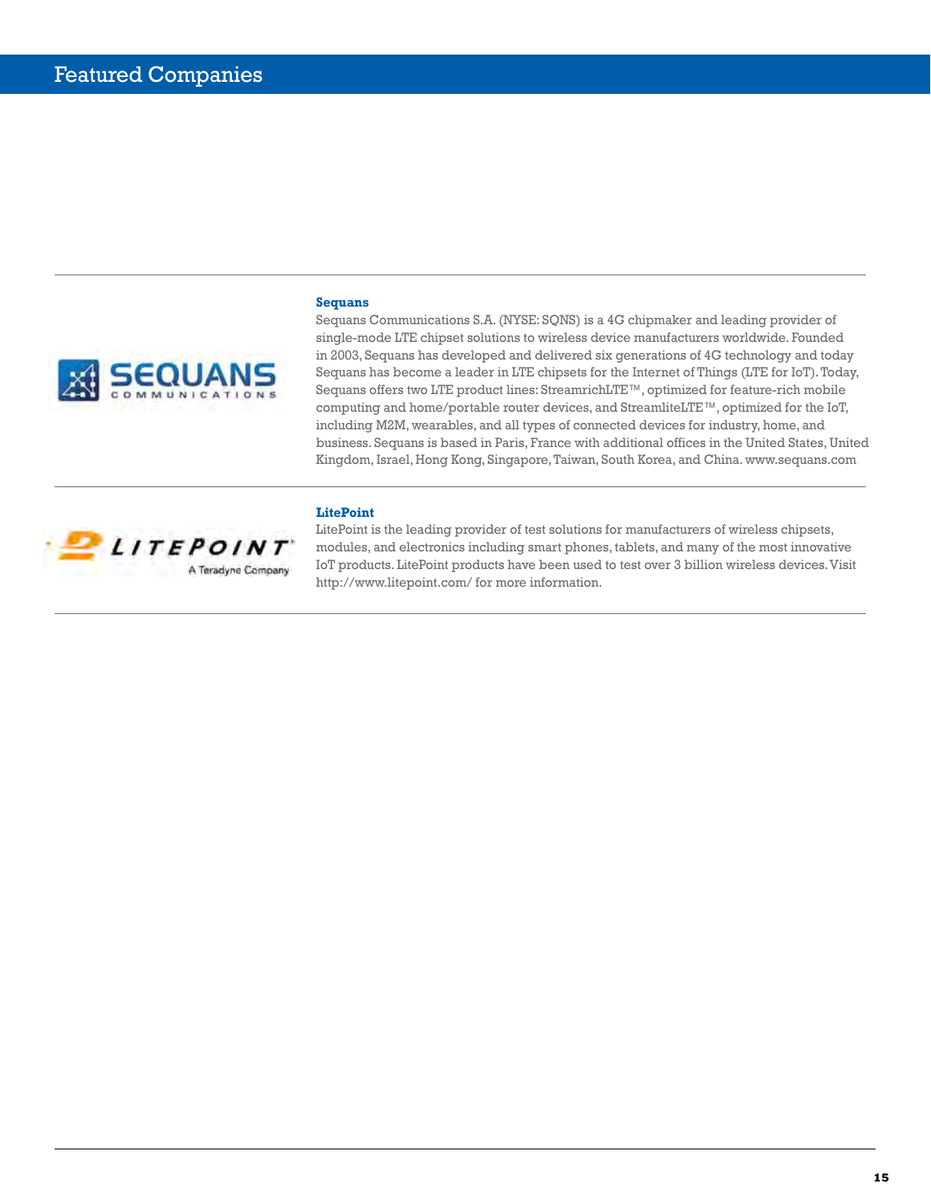# Featured Companies

### Sequans

Sequans Communications S.A. (NYSE: SQNS) is a 4G chipmaker and leading provider of single-mode LTE chipset solutions to wireless device manufacturers worldwide. Founded in 2003, Sequans has developed and delivered six generations of 4G technology and today Sequans has become a leader in LTE chipsets for the Internet of Things (LTE for IoT). Today, Sequans offers two LTE product lines: StreamrichLTE™, optimized for feature-rich mobile computing and home/portable router devices, and StreamliteLTE™, optimized for the IoT, including M2M, wearables, and all types of connected devices for industry, home, and business. Sequans is based in Paris, France with additional offices in the United States, United Kingdom, Israel, Hong Kong, Singapore, Taiwan, South Korea, and China. www.sequans.com

### LitePoint

LitePoint is the leading provider of test solutions for manufacturers of wireless chipsets, modules, and electronics including smart phones, tablets, and many of the most innovative IoT products. LitePoint products have been used to test over 3 billion wireless devices. Visit http://www.litepoint.com/ for more information.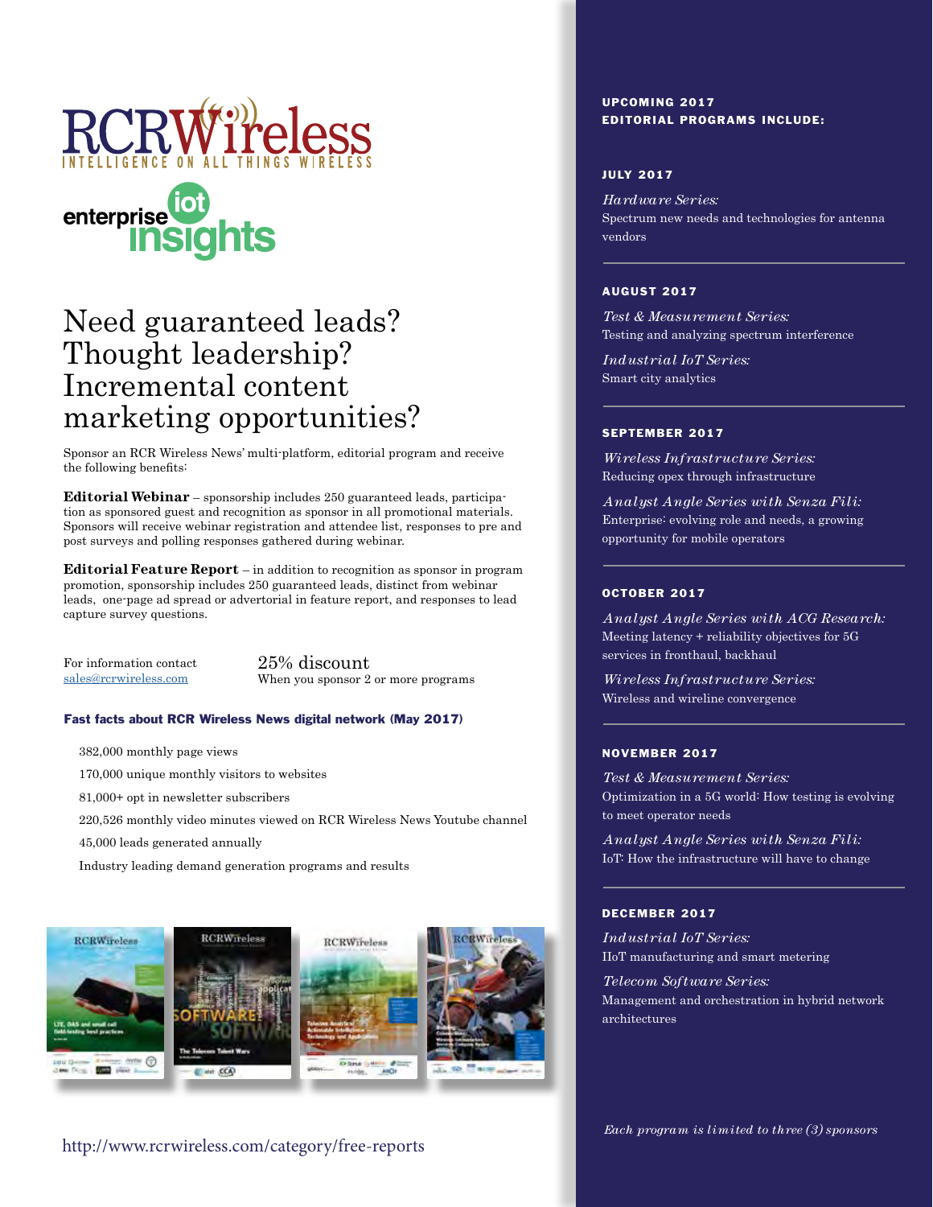RCRWireless
INTELLIGENCE ON ALL THINGS WIRELESS

enterprise iot insights

# Need guaranteed leads? Thought leadership? Incremental content marketing opportunities?

Sponsor an RCR Wireless News' multi-platform, editorial program and receive the following benefits:

**Editorial Webinar** – sponsorship includes 250 guaranteed leads, participation as sponsored guest and recognition as sponsor in all promotional materials. Sponsors will receive webinar registration and attendee list, responses to pre and post surveys and polling responses gathered during webinar.

**Editorial Feature Report** – in addition to recognition as sponsor in program promotion, sponsorship includes 250 guaranteed leads, distinct from webinar leads, one-page ad spread or advertorial in feature report, and responses to lead capture survey questions.

For information contact
sales@rcrwireless.com

25% discount
When you sponsor 2 or more programs

### Fast facts about RCR Wireless News digital network (May 2017)

- 382,000 monthly page views
- 170,000 unique monthly visitors to websites
- 81,000+ opt in newsletter subscribers
- 220,526 monthly video minutes viewed on RCR Wireless News Youtube channel
- 45,000 leads generated annually
- Industry leading demand generation programs and results

http://www.rcrwireless.com/category/free-reports

## UPCOMING 2017 EDITORIAL PROGRAMS INCLUDE:

### JULY 2017

*Hardware Series:*
Spectrum new needs and technologies for antenna vendors

### AUGUST 2017

*Test & Measurement Series:*
Testing and analyzing spectrum interference

*Industrial IoT Series:*
Smart city analytics

### SEPTEMBER 2017

*Wireless Infrastructure Series:*
Reducing opex through infrastructure

*Analyst Angle Series with Senza Fili:*
Enterprise: evolving role and needs, a growing opportunity for mobile operators

### OCTOBER 2017

*Analyst Angle Series with ACG Research:*
Meeting latency + reliability objectives for 5G services in fronthaul, backhaul

*Wireless Infrastructure Series:*
Wireless and wireline convergence

### NOVEMBER 2017

*Test & Measurement Series:*
Optimization in a 5G world: How testing is evolving to meet operator needs

*Analyst Angle Series with Senza Fili:*
IoT: How the infrastructure will have to change

### DECEMBER 2017

*Industrial IoT Series:*
IIoT manufacturing and smart metering

*Telecom Software Series:*
Management and orchestration in hybrid network architectures

*Each program is limited to three (3) sponsors*